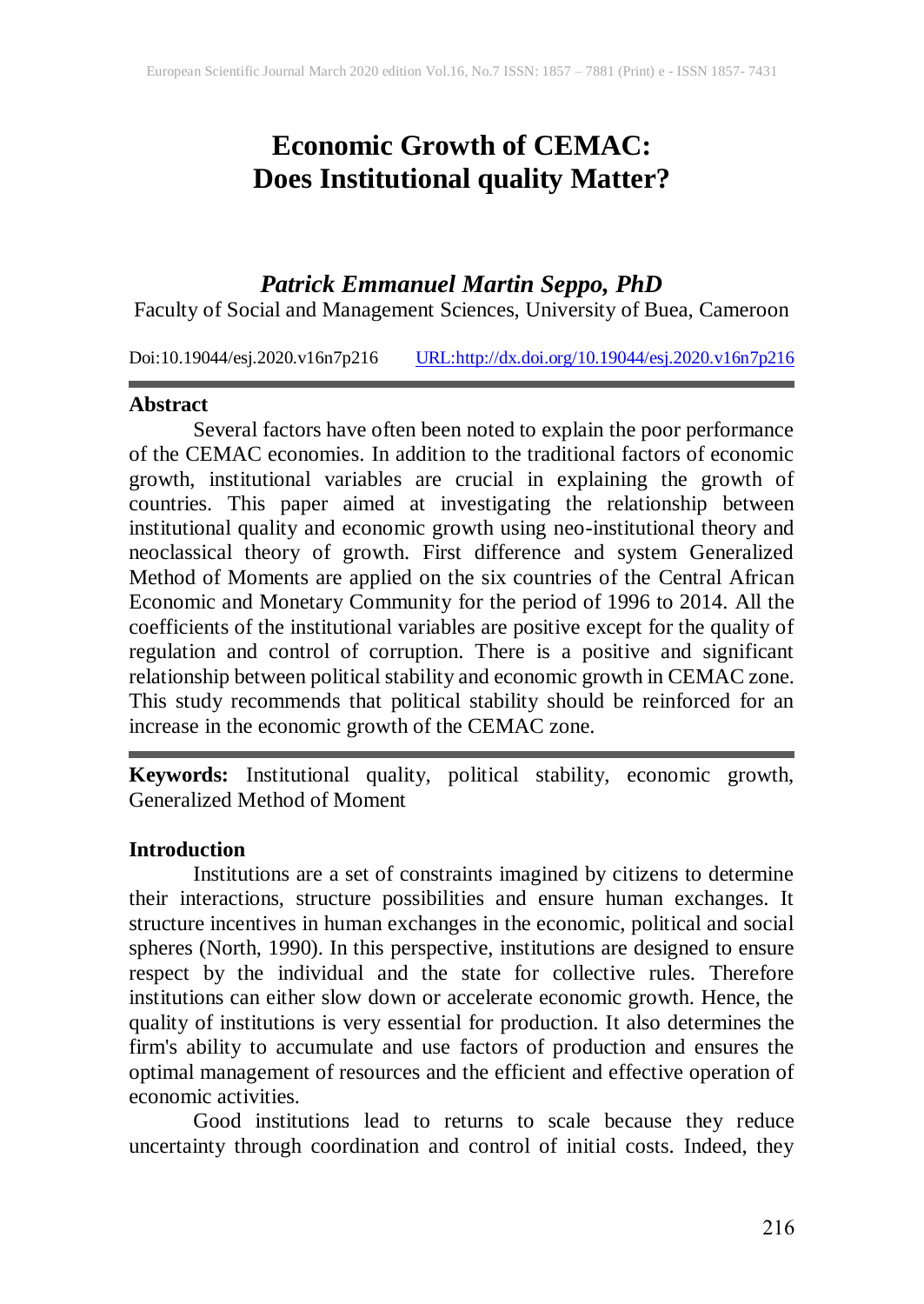# Economic Growth of CEMAC: Does Institutional quality Matter?

***Patrick Emmanuel Martin Seppo, PhD***

Faculty of Social and Management Sciences, University of Buea, Cameroon

Doi:10.19044/esj.2020.v16n7p216 URL:http://dx.doi.org/10.19044/esj.2020.v16n7p216

## Abstract

Several factors have often been noted to explain the poor performance of the CEMAC economies. In addition to the traditional factors of economic growth, institutional variables are crucial in explaining the growth of countries. This paper aimed at investigating the relationship between institutional quality and economic growth using neo-institutional theory and neoclassical theory of growth. First difference and system Generalized Method of Moments are applied on the six countries of the Central African Economic and Monetary Community for the period of 1996 to 2014. All the coefficients of the institutional variables are positive except for the quality of regulation and control of corruption. There is a positive and significant relationship between political stability and economic growth in CEMAC zone. This study recommends that political stability should be reinforced for an increase in the economic growth of the CEMAC zone.

**Keywords:** Institutional quality, political stability, economic growth, Generalized Method of Moment

## Introduction

Institutions are a set of constraints imagined by citizens to determine their interactions, structure possibilities and ensure human exchanges. It structure incentives in human exchanges in the economic, political and social spheres (North, 1990). In this perspective, institutions are designed to ensure respect by the individual and the state for collective rules. Therefore institutions can either slow down or accelerate economic growth. Hence, the quality of institutions is very essential for production. It also determines the firm's ability to accumulate and use factors of production and ensures the optimal management of resources and the efficient and effective operation of economic activities.

Good institutions lead to returns to scale because they reduce uncertainty through coordination and control of initial costs. Indeed, they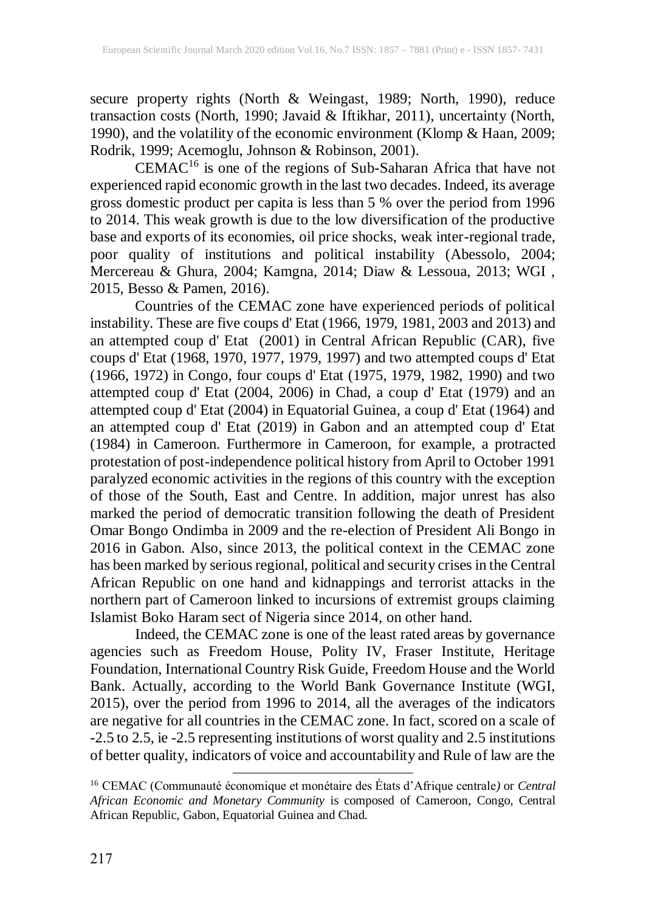secure property rights (North & Weingast, 1989; North, 1990), reduce transaction costs (North, 1990; Javaid & Iftikhar, 2011), uncertainty (North, 1990), and the volatility of the economic environment (Klomp & Haan, 2009; Rodrik, 1999; Acemoglu, Johnson & Robinson, 2001).

CEMAC[16] is one of the regions of Sub-Saharan Africa that have not experienced rapid economic growth in the last two decades. Indeed, its average gross domestic product per capita is less than 5 % over the period from 1996 to 2014. This weak growth is due to the low diversification of the productive base and exports of its economies, oil price shocks, weak inter-regional trade, poor quality of institutions and political instability (Abessolo, 2004; Mercereau & Ghura, 2004; Kamgna, 2014; Diaw & Lessoua, 2013; WGI , 2015, Besso & Pamen, 2016).

Countries of the CEMAC zone have experienced periods of political instability. These are five coups d' Etat (1966, 1979, 1981, 2003 and 2013) and an attempted coup d' Etat (2001) in Central African Republic (CAR), five coups d' Etat (1968, 1970, 1977, 1979, 1997) and two attempted coups d' Etat (1966, 1972) in Congo, four coups d' Etat (1975, 1979, 1982, 1990) and two attempted coup d' Etat (2004, 2006) in Chad, a coup d' Etat (1979) and an attempted coup d' Etat (2004) in Equatorial Guinea, a coup d' Etat (1964) and an attempted coup d' Etat (2019) in Gabon and an attempted coup d' Etat (1984) in Cameroon. Furthermore in Cameroon, for example, a protracted protestation of post-independence political history from April to October 1991 paralyzed economic activities in the regions of this country with the exception of those of the South, East and Centre. In addition, major unrest has also marked the period of democratic transition following the death of President Omar Bongo Ondimba in 2009 and the re-election of President Ali Bongo in 2016 in Gabon. Also, since 2013, the political context in the CEMAC zone has been marked by serious regional, political and security crises in the Central African Republic on one hand and kidnappings and terrorist attacks in the northern part of Cameroon linked to incursions of extremist groups claiming Islamist Boko Haram sect of Nigeria since 2014, on other hand.

Indeed, the CEMAC zone is one of the least rated areas by governance agencies such as Freedom House, Polity IV, Fraser Institute, Heritage Foundation, International Country Risk Guide, Freedom House and the World Bank. Actually, according to the World Bank Governance Institute (WGI, 2015), over the period from 1996 to 2014, all the averages of the indicators are negative for all countries in the CEMAC zone. In fact, scored on a scale of -2.5 to 2.5, ie -2.5 representing institutions of worst quality and 2.5 institutions of better quality, indicators of voice and accountability and Rule of law are the

[16] CEMAC (Communauté économique et monétaire des États d'Afrique centrale*)* or *Central African Economic and Monetary Community* is composed of Cameroon, Congo, Central African Republic, Gabon, Equatorial Guinea and Chad.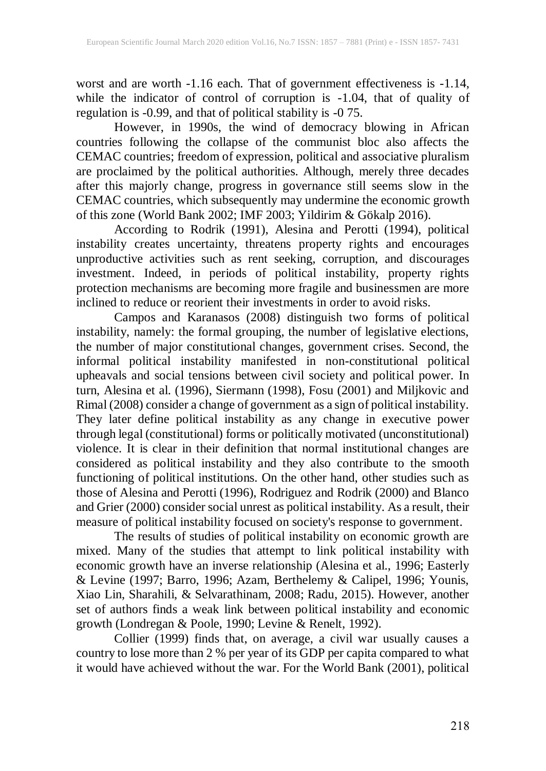worst and are worth -1.16 each. That of government effectiveness is -1.14, while the indicator of control of corruption is -1.04, that of quality of regulation is -0.99, and that of political stability is -0 75.

However, in 1990s, the wind of democracy blowing in African countries following the collapse of the communist bloc also affects the CEMAC countries; freedom of expression, political and associative pluralism are proclaimed by the political authorities. Although, merely three decades after this majorly change, progress in governance still seems slow in the CEMAC countries, which subsequently may undermine the economic growth of this zone (World Bank 2002; IMF 2003; Yildirim & Gökalp 2016).

According to Rodrik (1991), Alesina and Perotti (1994), political instability creates uncertainty, threatens property rights and encourages unproductive activities such as rent seeking, corruption, and discourages investment. Indeed, in periods of political instability, property rights protection mechanisms are becoming more fragile and businessmen are more inclined to reduce or reorient their investments in order to avoid risks.

Campos and Karanasos (2008) distinguish two forms of political instability, namely: the formal grouping, the number of legislative elections, the number of major constitutional changes, government crises. Second, the informal political instability manifested in non-constitutional political upheavals and social tensions between civil society and political power. In turn, Alesina et al. (1996), Siermann (1998), Fosu (2001) and Miljkovic and Rimal (2008) consider a change of government as a sign of political instability. They later define political instability as any change in executive power through legal (constitutional) forms or politically motivated (unconstitutional) violence. It is clear in their definition that normal institutional changes are considered as political instability and they also contribute to the smooth functioning of political institutions. On the other hand, other studies such as those of Alesina and Perotti (1996), Rodriguez and Rodrik (2000) and Blanco and Grier (2000) consider social unrest as political instability. As a result, their measure of political instability focused on society's response to government.

The results of studies of political instability on economic growth are mixed. Many of the studies that attempt to link political instability with economic growth have an inverse relationship (Alesina et al., 1996; Easterly & Levine (1997; Barro, 1996; Azam, Berthelemy & Calipel, 1996; Younis, Xiao Lin, Sharahili, & Selvarathinam, 2008; Radu, 2015). However, another set of authors finds a weak link between political instability and economic growth (Londregan & Poole, 1990; Levine & Renelt, 1992).

Collier (1999) finds that, on average, a civil war usually causes a country to lose more than 2 % per year of its GDP per capita compared to what it would have achieved without the war. For the World Bank (2001), political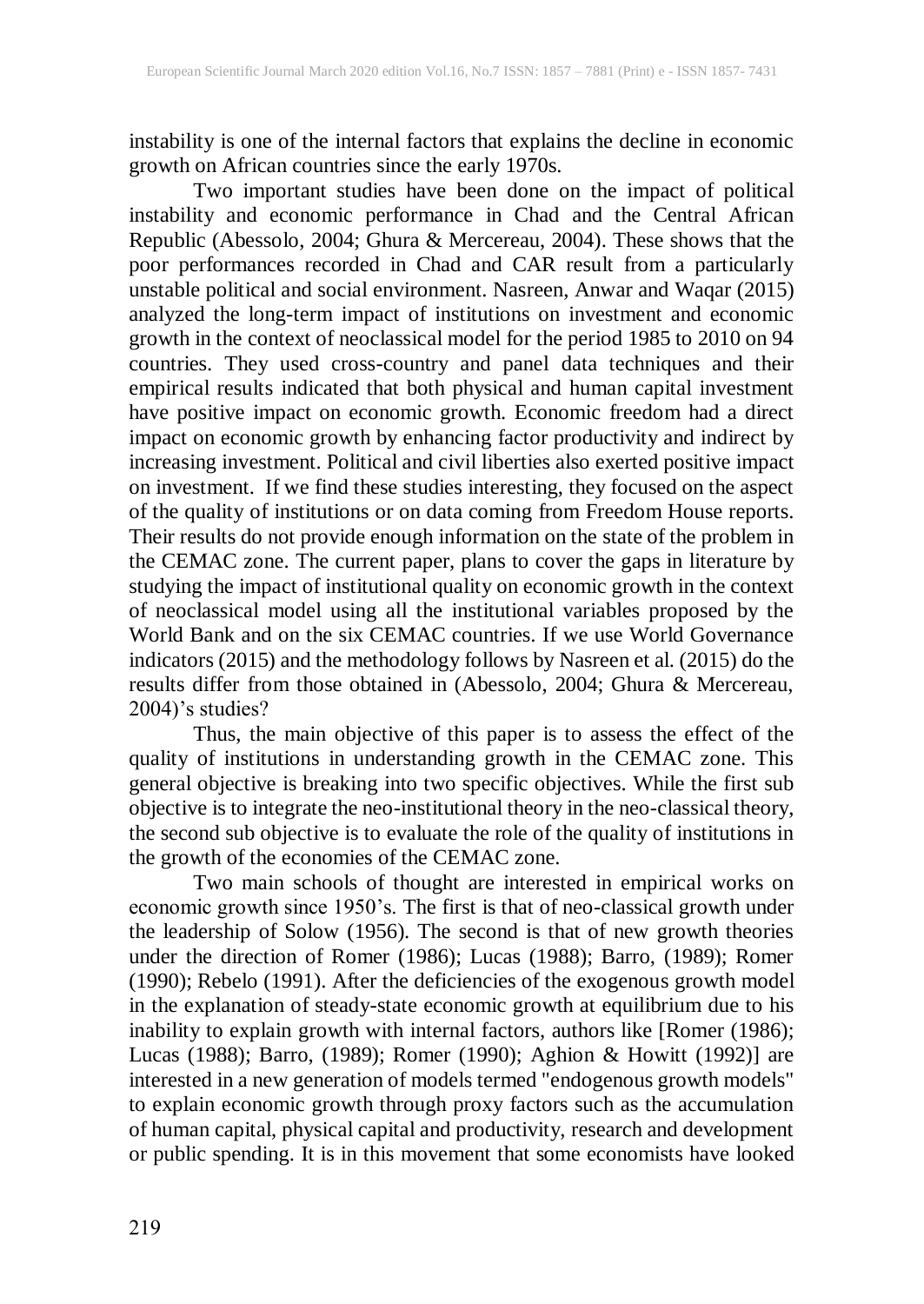instability is one of the internal factors that explains the decline in economic growth on African countries since the early 1970s.

Two important studies have been done on the impact of political instability and economic performance in Chad and the Central African Republic (Abessolo, 2004; Ghura & Mercereau, 2004). These shows that the poor performances recorded in Chad and CAR result from a particularly unstable political and social environment. Nasreen, Anwar and Waqar (2015) analyzed the long-term impact of institutions on investment and economic growth in the context of neoclassical model for the period 1985 to 2010 on 94 countries. They used cross-country and panel data techniques and their empirical results indicated that both physical and human capital investment have positive impact on economic growth. Economic freedom had a direct impact on economic growth by enhancing factor productivity and indirect by increasing investment. Political and civil liberties also exerted positive impact on investment. If we find these studies interesting, they focused on the aspect of the quality of institutions or on data coming from Freedom House reports. Their results do not provide enough information on the state of the problem in the CEMAC zone. The current paper, plans to cover the gaps in literature by studying the impact of institutional quality on economic growth in the context of neoclassical model using all the institutional variables proposed by the World Bank and on the six CEMAC countries. If we use World Governance indicators (2015) and the methodology follows by Nasreen et al. (2015) do the results differ from those obtained in (Abessolo, 2004; Ghura & Mercereau, 2004)'s studies?

Thus, the main objective of this paper is to assess the effect of the quality of institutions in understanding growth in the CEMAC zone. This general objective is breaking into two specific objectives. While the first sub objective is to integrate the neo-institutional theory in the neo-classical theory, the second sub objective is to evaluate the role of the quality of institutions in the growth of the economies of the CEMAC zone.

Two main schools of thought are interested in empirical works on economic growth since 1950's. The first is that of neo-classical growth under the leadership of Solow (1956). The second is that of new growth theories under the direction of Romer (1986); Lucas (1988); Barro, (1989); Romer (1990); Rebelo (1991). After the deficiencies of the exogenous growth model in the explanation of steady-state economic growth at equilibrium due to his inability to explain growth with internal factors, authors like [Romer (1986); Lucas (1988); Barro, (1989); Romer (1990); Aghion & Howitt (1992)] are interested in a new generation of models termed "endogenous growth models" to explain economic growth through proxy factors such as the accumulation of human capital, physical capital and productivity, research and development or public spending. It is in this movement that some economists have looked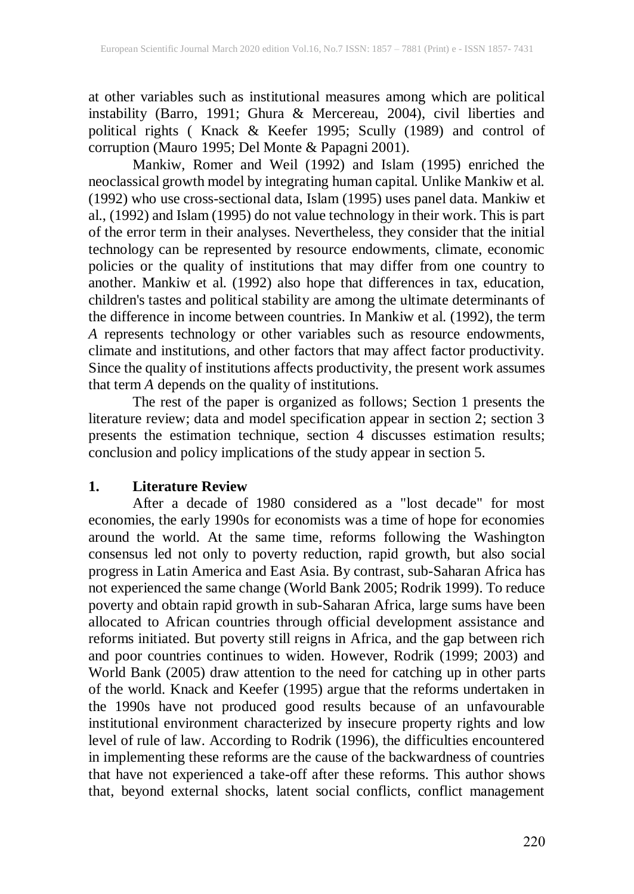at other variables such as institutional measures among which are political instability (Barro, 1991; Ghura & Mercereau, 2004), civil liberties and political rights ( Knack & Keefer 1995; Scully (1989) and control of corruption (Mauro 1995; Del Monte & Papagni 2001).

Mankiw, Romer and Weil (1992) and Islam (1995) enriched the neoclassical growth model by integrating human capital. Unlike Mankiw et al. (1992) who use cross-sectional data, Islam (1995) uses panel data. Mankiw et al., (1992) and Islam (1995) do not value technology in their work. This is part of the error term in their analyses. Nevertheless, they consider that the initial technology can be represented by resource endowments, climate, economic policies or the quality of institutions that may differ from one country to another. Mankiw et al. (1992) also hope that differences in tax, education, children's tastes and political stability are among the ultimate determinants of the difference in income between countries. In Mankiw et al. (1992), the term *A* represents technology or other variables such as resource endowments, climate and institutions, and other factors that may affect factor productivity. Since the quality of institutions affects productivity, the present work assumes that term *A* depends on the quality of institutions.

The rest of the paper is organized as follows; Section 1 presents the literature review; data and model specification appear in section 2; section 3 presents the estimation technique, section 4 discusses estimation results; conclusion and policy implications of the study appear in section 5.

## 1. Literature Review

After a decade of 1980 considered as a "lost decade" for most economies, the early 1990s for economists was a time of hope for economies around the world. At the same time, reforms following the Washington consensus led not only to poverty reduction, rapid growth, but also social progress in Latin America and East Asia. By contrast, sub-Saharan Africa has not experienced the same change (World Bank 2005; Rodrik 1999). To reduce poverty and obtain rapid growth in sub-Saharan Africa, large sums have been allocated to African countries through official development assistance and reforms initiated. But poverty still reigns in Africa, and the gap between rich and poor countries continues to widen. However, Rodrik (1999; 2003) and World Bank (2005) draw attention to the need for catching up in other parts of the world. Knack and Keefer (1995) argue that the reforms undertaken in the 1990s have not produced good results because of an unfavourable institutional environment characterized by insecure property rights and low level of rule of law. According to Rodrik (1996), the difficulties encountered in implementing these reforms are the cause of the backwardness of countries that have not experienced a take-off after these reforms. This author shows that, beyond external shocks, latent social conflicts, conflict management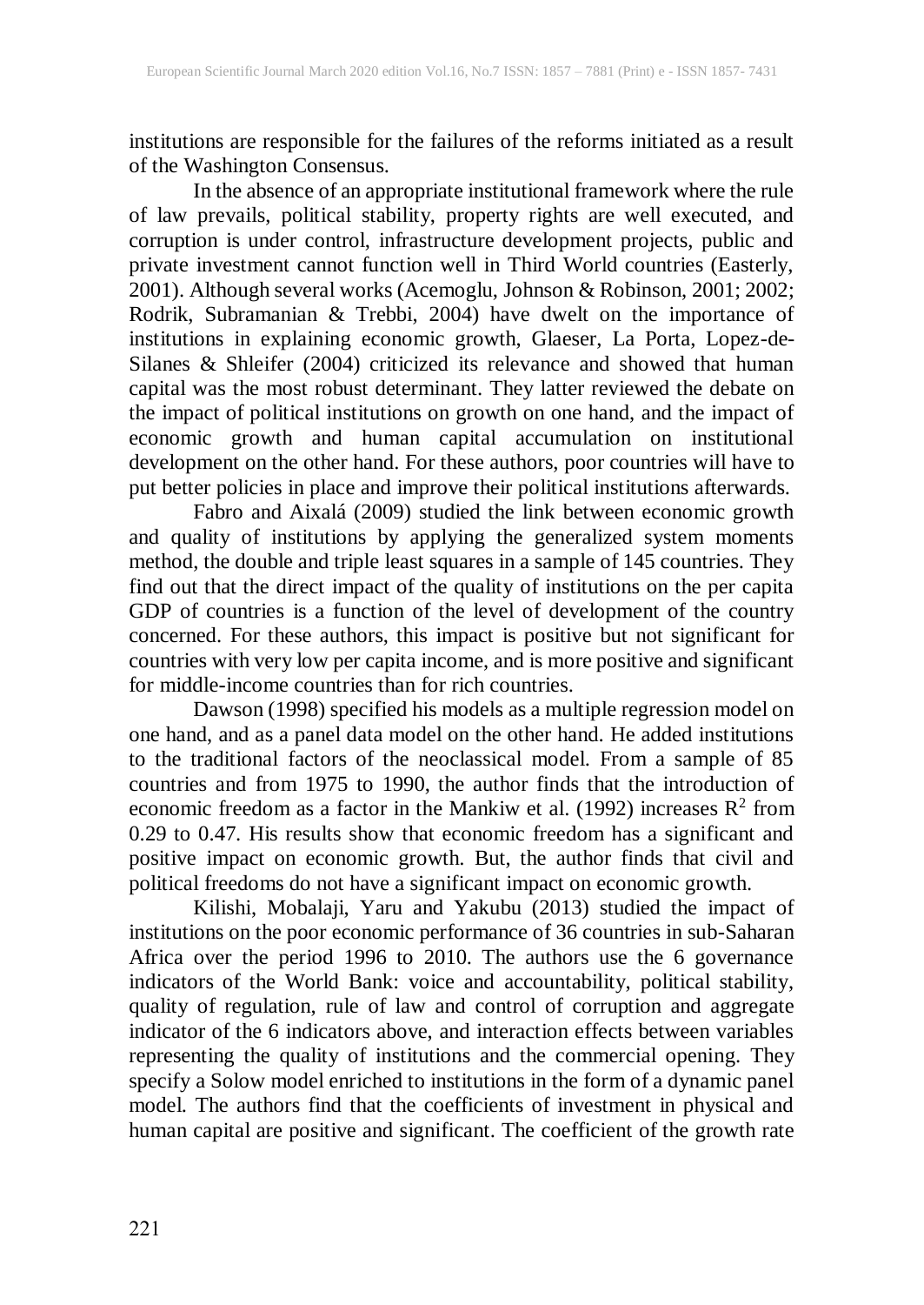institutions are responsible for the failures of the reforms initiated as a result of the Washington Consensus.

In the absence of an appropriate institutional framework where the rule of law prevails, political stability, property rights are well executed, and corruption is under control, infrastructure development projects, public and private investment cannot function well in Third World countries (Easterly, 2001). Although several works (Acemoglu, Johnson & Robinson, 2001; 2002; Rodrik, Subramanian & Trebbi, 2004) have dwelt on the importance of institutions in explaining economic growth, Glaeser, La Porta, Lopez-de-Silanes & Shleifer (2004) criticized its relevance and showed that human capital was the most robust determinant. They latter reviewed the debate on the impact of political institutions on growth on one hand, and the impact of economic growth and human capital accumulation on institutional development on the other hand. For these authors, poor countries will have to put better policies in place and improve their political institutions afterwards.

Fabro and Aixalá (2009) studied the link between economic growth and quality of institutions by applying the generalized system moments method, the double and triple least squares in a sample of 145 countries. They find out that the direct impact of the quality of institutions on the per capita GDP of countries is a function of the level of development of the country concerned. For these authors, this impact is positive but not significant for countries with very low per capita income, and is more positive and significant for middle-income countries than for rich countries.

Dawson (1998) specified his models as a multiple regression model on one hand, and as a panel data model on the other hand. He added institutions to the traditional factors of the neoclassical model. From a sample of 85 countries and from 1975 to 1990, the author finds that the introduction of economic freedom as a factor in the Mankiw et al. (1992) increases $R^2$ from 0.29 to 0.47. His results show that economic freedom has a significant and positive impact on economic growth. But, the author finds that civil and political freedoms do not have a significant impact on economic growth.

Kilishi, Mobalaji, Yaru and Yakubu (2013) studied the impact of institutions on the poor economic performance of 36 countries in sub-Saharan Africa over the period 1996 to 2010. The authors use the 6 governance indicators of the World Bank: voice and accountability, political stability, quality of regulation, rule of law and control of corruption and aggregate indicator of the 6 indicators above, and interaction effects between variables representing the quality of institutions and the commercial opening. They specify a Solow model enriched to institutions in the form of a dynamic panel model. The authors find that the coefficients of investment in physical and human capital are positive and significant. The coefficient of the growth rate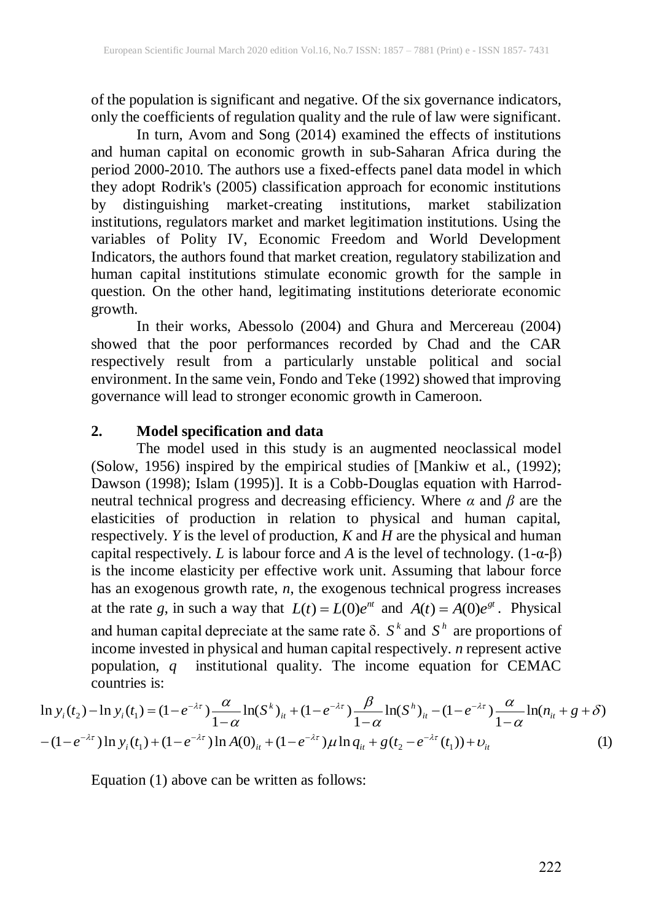of the population is significant and negative. Of the six governance indicators, only the coefficients of regulation quality and the rule of law were significant.

In turn, Avom and Song (2014) examined the effects of institutions and human capital on economic growth in sub-Saharan Africa during the period 2000-2010. The authors use a fixed-effects panel data model in which they adopt Rodrik's (2005) classification approach for economic institutions by distinguishing market-creating institutions, market stabilization institutions, regulators market and market legitimation institutions. Using the variables of Polity IV, Economic Freedom and World Development Indicators, the authors found that market creation, regulatory stabilization and human capital institutions stimulate economic growth for the sample in question. On the other hand, legitimating institutions deteriorate economic growth.

In their works, Abessolo (2004) and Ghura and Mercereau (2004) showed that the poor performances recorded by Chad and the CAR respectively result from a particularly unstable political and social environment. In the same vein, Fondo and Teke (1992) showed that improving governance will lead to stronger economic growth in Cameroon.

## 2. Model specification and data

The model used in this study is an augmented neoclassical model (Solow, 1956) inspired by the empirical studies of [Mankiw et al., (1992); Dawson (1998); Islam (1995)]. It is a Cobb-Douglas equation with Harrod-neutral technical progress and decreasing efficiency. Where $\alpha$ and $\beta$ are the elasticities of production in relation to physical and human capital, respectively. $Y$ is the level of production, $K$ and $H$ are the physical and human capital respectively. $L$ is labour force and $A$ is the level of technology. $(1\text{-}\alpha\text{-}\beta)$ is the income elasticity per effective work unit. Assuming that labour force has an exogenous growth rate, $n$, the exogenous technical progress increases at the rate $g$, in such a way that $L(t) = L(0)e^{nt}$ and $A(t) = A(0)e^{gt}$. Physical and human capital depreciate at the same rate $\delta$. $S^k$ and $S^h$ are proportions of income invested in physical and human capital respectively. $n$ represent active population, $q$ institutional quality. The income equation for CEMAC countries is:

$$\ln y_i(t_2) - \ln y_i(t_1) = (1-e^{-\lambda\tau})\frac{\alpha}{1-\alpha}\ln(S^k)_{it} + (1-e^{-\lambda\tau})\frac{\beta}{1-\alpha}\ln(S^h)_{it} - (1-e^{-\lambda\tau})\frac{\alpha}{1-\alpha}\ln(n_{it}+g+\delta)$$
$$-(1-e^{-\lambda\tau})\ln y_i(t_1) + (1-e^{-\lambda\tau})\ln A(0)_{it} + (1-e^{-\lambda\tau})\mu\ln q_{it} + g(t_2 - e^{-\lambda\tau}(t_1)) + \upsilon_{it} \qquad (1)$$

Equation (1) above can be written as follows: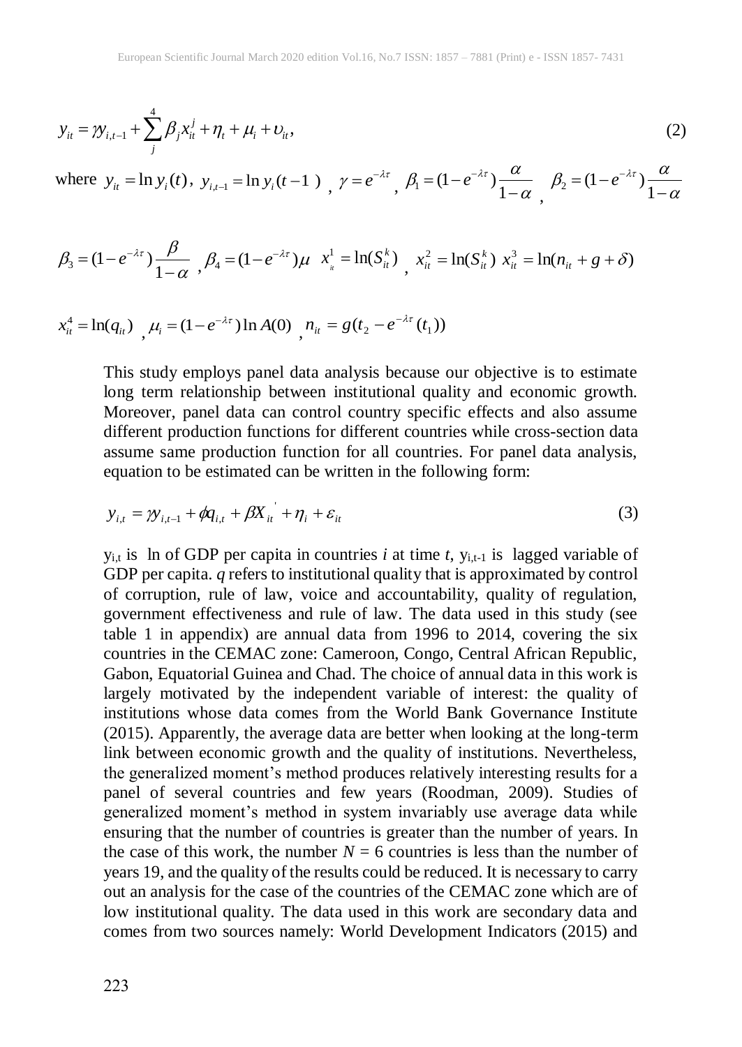$$y_{it} = \gamma y_{i,t-1} + \sum_{j}^{4} \beta_j x_{it}^j + \eta_t + \mu_i + \upsilon_{it}, \tag{2}$$

where $y_{it} = \ln y_i(t)$, $y_{i,t-1} = \ln y_i(t-1)$ , $\gamma = e^{-\lambda\tau}$ , $\beta_1 = (1-e^{-\lambda\tau})\frac{\alpha}{1-\alpha}$ , $\beta_2 = (1-e^{-\lambda\tau})\frac{\alpha}{1-\alpha}$

$\beta_3 = (1-e^{-\lambda\tau})\frac{\beta}{1-\alpha}$ , $\beta_4 = (1-e^{-\lambda\tau})\mu$ $x_{it}^1 = \ln(S_{it}^k)$ , $x_{it}^2 = \ln(S_{it}^k)$ $x_{it}^3 = \ln(n_{it} + g + \delta)$

$x_{it}^4 = \ln(q_{it})$ , $\mu_i = (1-e^{-\lambda\tau})\ln A(0)$ , $n_{it} = g(t_2 - e^{-\lambda\tau}(t_1))$

This study employs panel data analysis because our objective is to estimate long term relationship between institutional quality and economic growth. Moreover, panel data can control country specific effects and also assume different production functions for different countries while cross-section data assume same production function for all countries. For panel data analysis, equation to be estimated can be written in the following form:

$$y_{i,t} = \gamma y_{i,t-1} + \phi q_{i,t} + \beta X_{it}^{'} + \eta_i + \varepsilon_{it} \tag{3}$$

$y_{i,t}$ is ln of GDP per capita in countries *i* at time *t*, $y_{i,t-1}$ is lagged variable of GDP per capita. *q* refers to institutional quality that is approximated by control of corruption, rule of law, voice and accountability, quality of regulation, government effectiveness and rule of law. The data used in this study (see table 1 in appendix) are annual data from 1996 to 2014, covering the six countries in the CEMAC zone: Cameroon, Congo, Central African Republic, Gabon, Equatorial Guinea and Chad. The choice of annual data in this work is largely motivated by the independent variable of interest: the quality of institutions whose data comes from the World Bank Governance Institute (2015). Apparently, the average data are better when looking at the long-term link between economic growth and the quality of institutions. Nevertheless, the generalized moment's method produces relatively interesting results for a panel of several countries and few years (Roodman, 2009). Studies of generalized moment's method in system invariably use average data while ensuring that the number of countries is greater than the number of years. In the case of this work, the number $N = 6$ countries is less than the number of years 19, and the quality of the results could be reduced. It is necessary to carry out an analysis for the case of the countries of the CEMAC zone which are of low institutional quality. The data used in this work are secondary data and comes from two sources namely: World Development Indicators (2015) and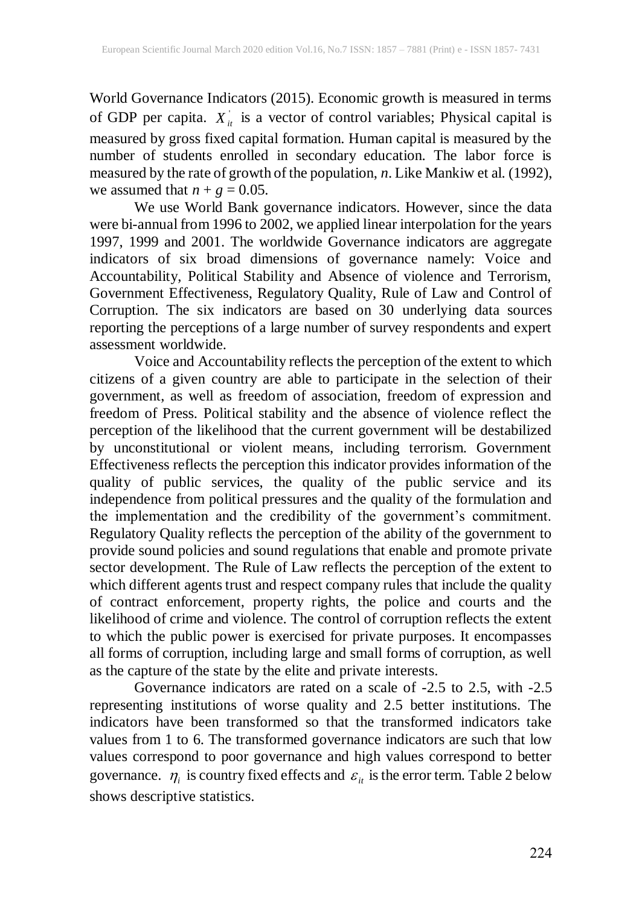World Governance Indicators (2015). Economic growth is measured in terms of GDP per capita. $X_{it}^{'}$ is a vector of control variables; Physical capital is measured by gross fixed capital formation. Human capital is measured by the number of students enrolled in secondary education. The labor force is measured by the rate of growth of the population, $n$. Like Mankiw et al. (1992), we assumed that $n + g = 0.05$.

We use World Bank governance indicators. However, since the data were bi-annual from 1996 to 2002, we applied linear interpolation for the years 1997, 1999 and 2001. The worldwide Governance indicators are aggregate indicators of six broad dimensions of governance namely: Voice and Accountability, Political Stability and Absence of violence and Terrorism, Government Effectiveness, Regulatory Quality, Rule of Law and Control of Corruption. The six indicators are based on 30 underlying data sources reporting the perceptions of a large number of survey respondents and expert assessment worldwide.

Voice and Accountability reflects the perception of the extent to which citizens of a given country are able to participate in the selection of their government, as well as freedom of association, freedom of expression and freedom of Press. Political stability and the absence of violence reflect the perception of the likelihood that the current government will be destabilized by unconstitutional or violent means, including terrorism. Government Effectiveness reflects the perception this indicator provides information of the quality of public services, the quality of the public service and its independence from political pressures and the quality of the formulation and the implementation and the credibility of the government's commitment. Regulatory Quality reflects the perception of the ability of the government to provide sound policies and sound regulations that enable and promote private sector development. The Rule of Law reflects the perception of the extent to which different agents trust and respect company rules that include the quality of contract enforcement, property rights, the police and courts and the likelihood of crime and violence. The control of corruption reflects the extent to which the public power is exercised for private purposes. It encompasses all forms of corruption, including large and small forms of corruption, as well as the capture of the state by the elite and private interests.

Governance indicators are rated on a scale of -2.5 to 2.5, with -2.5 representing institutions of worse quality and 2.5 better institutions. The indicators have been transformed so that the transformed indicators take values from 1 to 6. The transformed governance indicators are such that low values correspond to poor governance and high values correspond to better governance. $\eta_i$ is country fixed effects and $\varepsilon_{it}$ is the error term. Table 2 below shows descriptive statistics.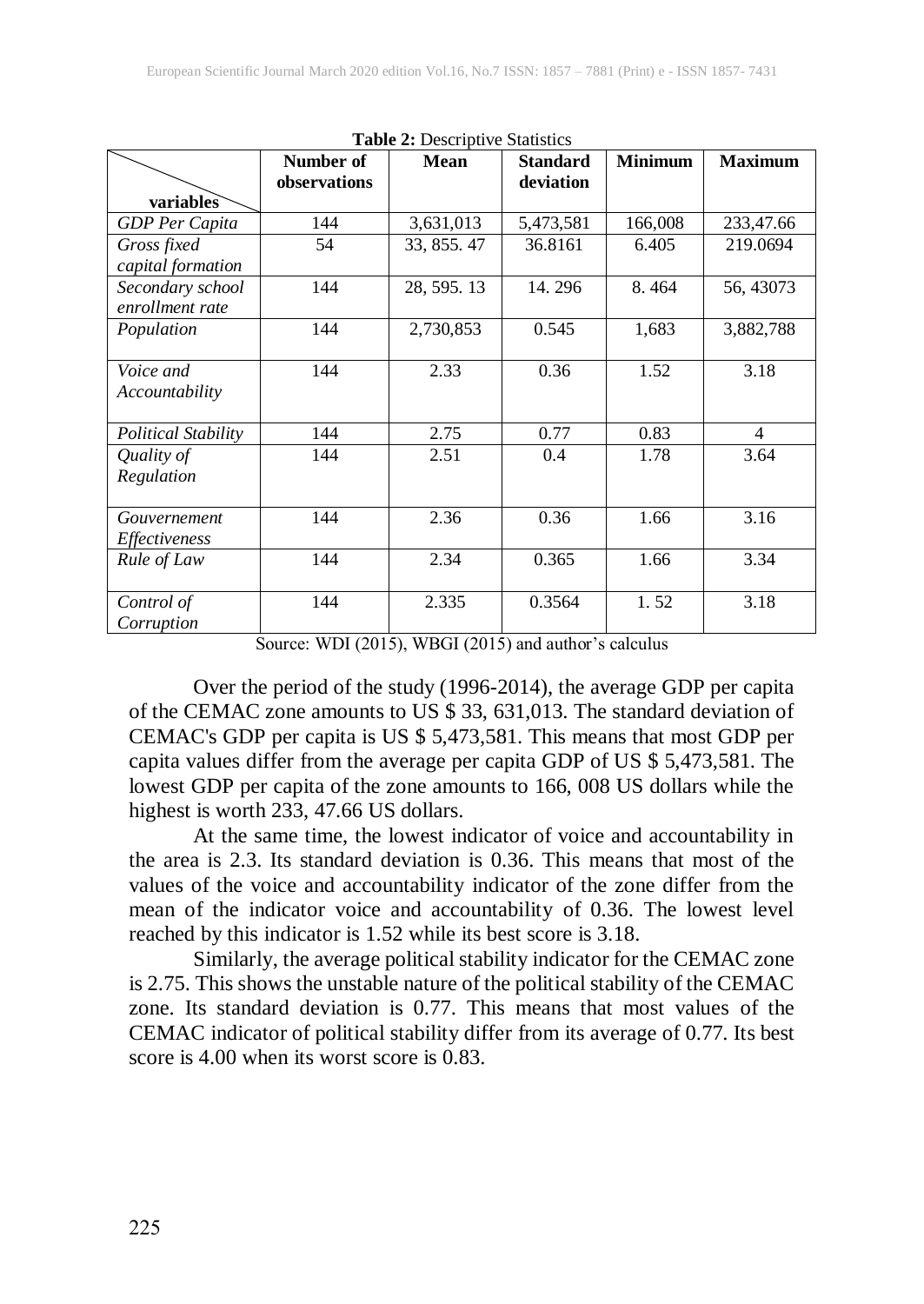**Table 2:** Descriptive Statistics

| variables | Number of observations | Mean | Standard deviation | Minimum | Maximum |
|---|---|---|---|---|---|
| *GDP Per Capita* | 144 | 3,631,013 | 5,473,581 | 166,008 | 233,47.66 |
| *Gross fixed capital formation* | 54 | 33, 855. 47 | 36.8161 | 6.405 | 219.0694 |
| *Secondary school enrollment rate* | 144 | 28, 595. 13 | 14. 296 | 8. 464 | 56, 43073 |
| *Population* | 144 | 2,730,853 | 0.545 | 1,683 | 3,882,788 |
| *Voice and Accountability* | 144 | 2.33 | 0.36 | 1.52 | 3.18 |
| *Political Stability* | 144 | 2.75 | 0.77 | 0.83 | 4 |
| *Quality of Regulation* | 144 | 2.51 | 0.4 | 1.78 | 3.64 |
| *Gouvernement Effectiveness* | 144 | 2.36 | 0.36 | 1.66 | 3.16 |
| *Rule of Law* | 144 | 2.34 | 0.365 | 1.66 | 3.34 |
| *Control of Corruption* | 144 | 2.335 | 0.3564 | 1. 52 | 3.18 |

Source: WDI (2015), WBGI (2015) and author's calculus

Over the period of the study (1996-2014), the average GDP per capita of the CEMAC zone amounts to US $ 33, 631,013. The standard deviation of CEMAC's GDP per capita is US $ 5,473,581. This means that most GDP per capita values differ from the average per capita GDP of US $ 5,473,581. The lowest GDP per capita of the zone amounts to 166, 008 US dollars while the highest is worth 233, 47.66 US dollars.

At the same time, the lowest indicator of voice and accountability in the area is 2.3. Its standard deviation is 0.36. This means that most of the values of the voice and accountability indicator of the zone differ from the mean of the indicator voice and accountability of 0.36. The lowest level reached by this indicator is 1.52 while its best score is 3.18.

Similarly, the average political stability indicator for the CEMAC zone is 2.75. This shows the unstable nature of the political stability of the CEMAC zone. Its standard deviation is 0.77. This means that most values of the CEMAC indicator of political stability differ from its average of 0.77. Its best score is 4.00 when its worst score is 0.83.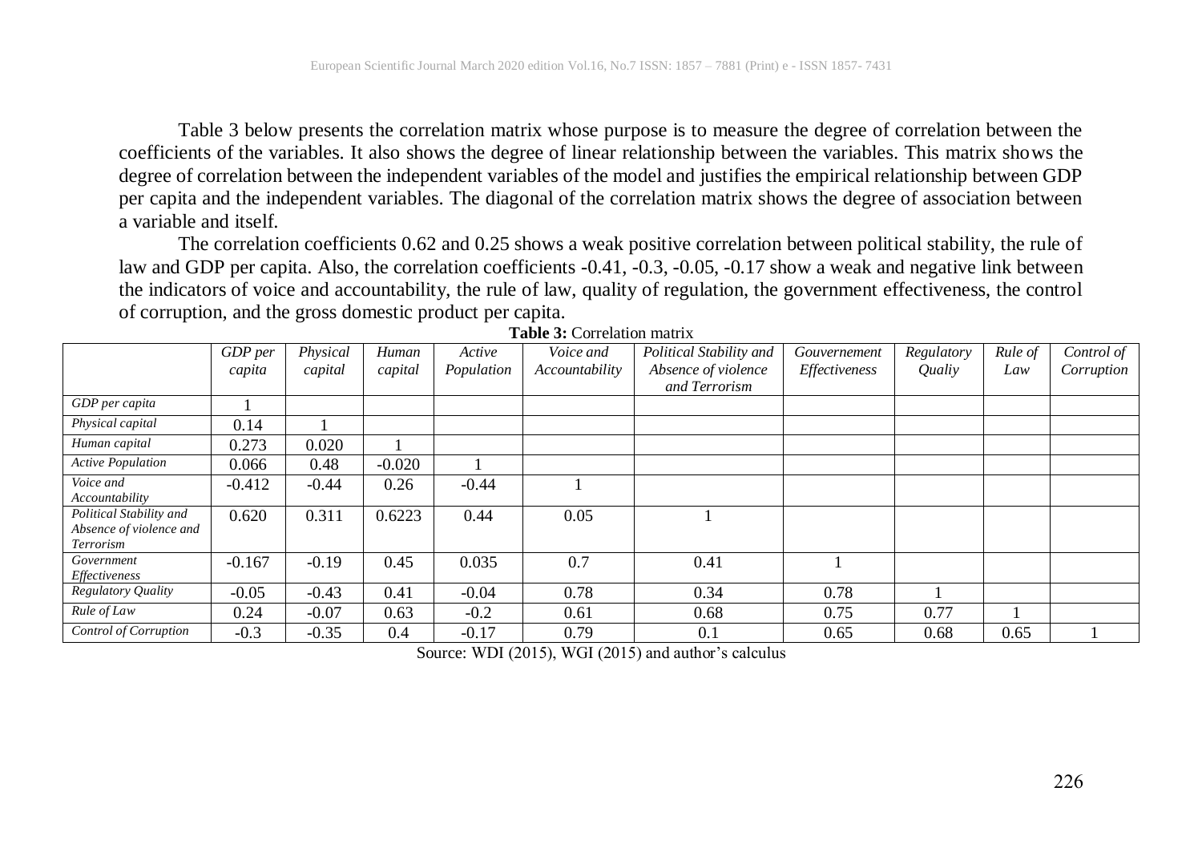Table 3 below presents the correlation matrix whose purpose is to measure the degree of correlation between the coefficients of the variables. It also shows the degree of linear relationship between the variables. This matrix shows the degree of correlation between the independent variables of the model and justifies the empirical relationship between GDP per capita and the independent variables. The diagonal of the correlation matrix shows the degree of association between a variable and itself.

The correlation coefficients 0.62 and 0.25 shows a weak positive correlation between political stability, the rule of law and GDP per capita. Also, the correlation coefficients -0.41, -0.3, -0.05, -0.17 show a weak and negative link between the indicators of voice and accountability, the rule of law, quality of regulation, the government effectiveness, the control of corruption, and the gross domestic product per capita.

**Table 3:** Correlation matrix

| | *GDP per capita* | *Physical capital* | *Human capital* | *Active Population* | *Voice and Accountability* | *Political Stability and Absence of violence and Terrorism* | *Gouvernement Effectiveness* | *Regulatory Qualiy* | *Rule of Law* | *Control of Corruption* |
|---|---|---|---|---|---|---|---|---|---|---|
| *GDP per capita* | 1 | | | | | | | | | |
| *Physical capital* | 0.14 | 1 | | | | | | | | |
| *Human capital* | 0.273 | 0.020 | 1 | | | | | | | |
| *Active Population* | 0.066 | 0.48 | -0.020 | 1 | | | | | | |
| *Voice and Accountability* | -0.412 | -0.44 | 0.26 | -0.44 | 1 | | | | | |
| *Political Stability and Absence of violence and Terrorism* | 0.620 | 0.311 | 0.6223 | 0.44 | 0.05 | 1 | | | | |
| *Government Effectiveness* | -0.167 | -0.19 | 0.45 | 0.035 | 0.7 | 0.41 | 1 | | | |
| *Regulatory Quality* | -0.05 | -0.43 | 0.41 | -0.04 | 0.78 | 0.34 | 0.78 | 1 | | |
| *Rule of Law* | 0.24 | -0.07 | 0.63 | -0.2 | 0.61 | 0.68 | 0.75 | 0.77 | 1 | |
| *Control of Corruption* | -0.3 | -0.35 | 0.4 | -0.17 | 0.79 | 0.1 | 0.65 | 0.68 | 0.65 | 1 |

Source: WDI (2015), WGI (2015) and author's calculus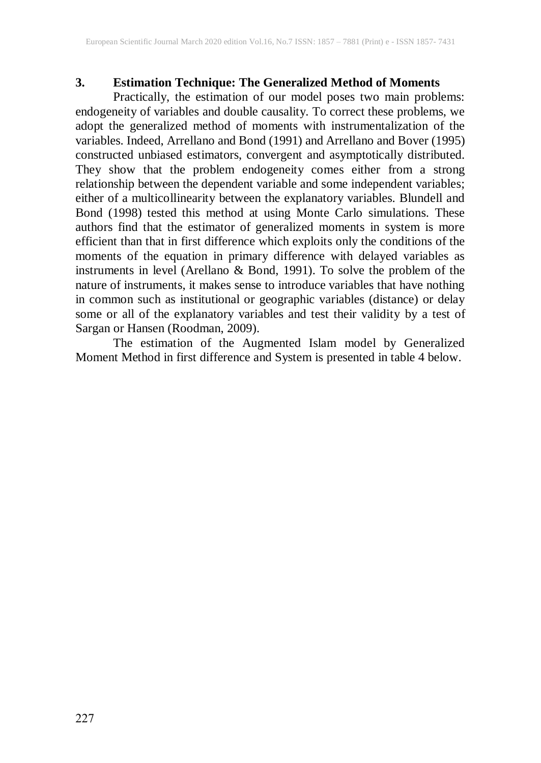## 3. Estimation Technique: The Generalized Method of Moments

Practically, the estimation of our model poses two main problems: endogeneity of variables and double causality. To correct these problems, we adopt the generalized method of moments with instrumentalization of the variables. Indeed, Arrellano and Bond (1991) and Arrellano and Bover (1995) constructed unbiased estimators, convergent and asymptotically distributed. They show that the problem endogeneity comes either from a strong relationship between the dependent variable and some independent variables; either of a multicollinearity between the explanatory variables. Blundell and Bond (1998) tested this method at using Monte Carlo simulations. These authors find that the estimator of generalized moments in system is more efficient than that in first difference which exploits only the conditions of the moments of the equation in primary difference with delayed variables as instruments in level (Arellano & Bond, 1991). To solve the problem of the nature of instruments, it makes sense to introduce variables that have nothing in common such as institutional or geographic variables (distance) or delay some or all of the explanatory variables and test their validity by a test of Sargan or Hansen (Roodman, 2009).

The estimation of the Augmented Islam model by Generalized Moment Method in first difference and System is presented in table 4 below.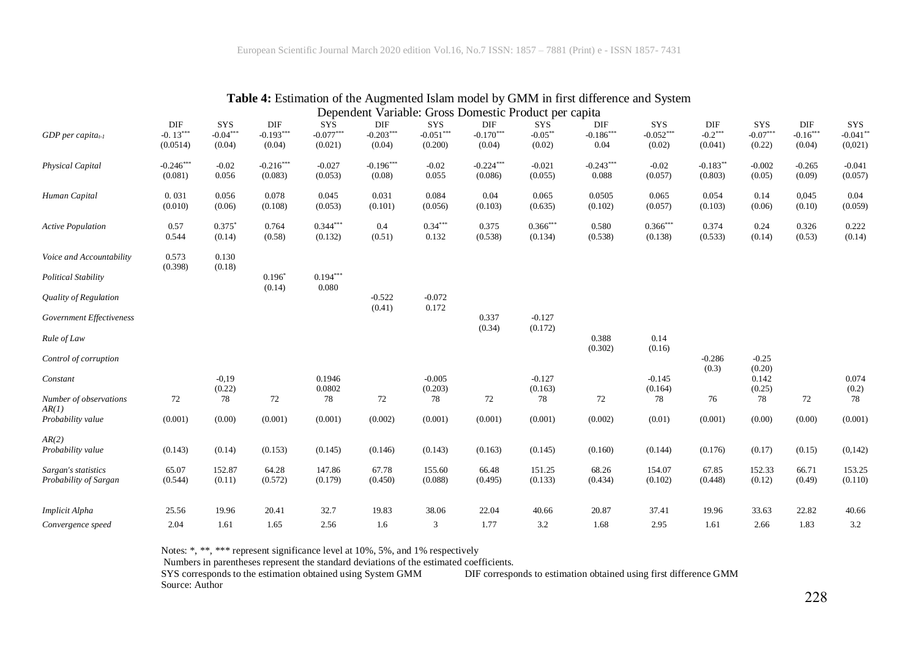**Table 4:** Estimation of the Augmented Islam model by GMM in first difference and System

Dependent Variable: Gross Domestic Product per capita

| | DIF | SYS | DIF | SYS | DIF | SYS | DIF | SYS | DIF | SYS | DIF | SYS | DIF | SYS |
|---|---|---|---|---|---|---|---|---|---|---|---|---|---|---|
| *GDP per capita$_{t-1}$* | -0. 13$^{***}$ | -0.04$^{***}$ | -0.193$^{***}$ | -0.077$^{***}$ | -0.203$^{***}$ | -0.051$^{***}$ | -0.170$^{***}$ | -0.05$^{**}$ | -0.186$^{***}$ | -0.052$^{***}$ | -0.2$^{***}$ | -0.07$^{***}$ | -0.16$^{***}$ | -0.041$^{**}$ |
| | (0.0514) | (0.04) | (0.04) | (0.021) | (0.04) | (0.200) | (0.04) | (0.02) | 0.04 | (0.02) | (0.041) | (0.22) | (0.04) | (0,021) |
| *Physical Capital* | -0.246$^{***}$ | -0.02 | -0.216$^{***}$ | -0.027 | -0.196$^{***}$ | -0.02 | -0.224$^{***}$ | -0.021 | -0.243$^{***}$ | -0.02 | -0.183$^{**}$ | -0.002 | -0.265 | -0.041 |
| | (0.081) | 0.056 | (0.083) | (0.053) | (0.08) | 0.055 | (0.086) | (0.055) | 0.088 | (0.057) | (0.803) | (0.05) | (0.09) | (0.057) |
| *Human Capital* | 0. 031 | 0.056 | 0.078 | 0.045 | 0.031 | 0.084 | 0.04 | 0.065 | 0.0505 | 0.065 | 0.054 | 0.14 | 0,045 | 0.04 |
| | (0.010) | (0.06) | (0.108) | (0.053) | (0.101) | (0.056) | (0.103) | (0.635) | (0.102) | (0.057) | (0.103) | (0.06) | (0.10) | (0.059) |
| *Active Population* | 0.57 | 0.375$^{*}$ | 0.764 | 0.344$^{***}$ | 0.4 | 0.34$^{***}$ | 0.375 | 0.366$^{***}$ | 0.580 | 0.366$^{***}$ | 0.374 | 0.24 | 0.326 | 0.222 |
| | 0.544 | (0.14) | (0.58) | (0.132) | (0.51) | 0.132 | (0.538) | (0.134) | (0.538) | (0.138) | (0.533) | (0.14) | (0.53) | (0.14) |
| *Voice and Accountability* | 0.573 | 0.130 | | | | | | | | | | | | |
| | (0.398) | (0.18) | | | | | | | | | | | | |
| *Political Stability* | | | 0.196$^{*}$ | 0.194$^{***}$ | | | | | | | | | | |
| | | | (0.14) | 0.080 | | | | | | | | | | |
| *Quality of Regulation* | | | | | -0.522 | -0.072 | | | | | | | | |
| | | | | | (0.41) | 0.172 | | | | | | | | |
| *Government Effectiveness* | | | | | | | 0.337 | -0.127 | | | | | | |
| | | | | | | | (0.34) | (0.172) | | | | | | |
| *Rule of Law* | | | | | | | | | 0.388 | 0.14 | | | | |
| | | | | | | | | | (0.302) | (0.16) | | | | |
| *Control of corruption* | | | | | | | | | | | -0.286 | -0.25 | | |
| | | | | | | | | | | | (0.3) | (0.20) | | |
| *Constant* | | -0,19 | | 0.1946 | | -0.005 | | -0.127 | | -0.145 | | 0.142 | | 0.074 |
| | | (0.22) | | 0.0802 | | (0.203) | | (0.163) | | (0.164) | | (0.25) | | (0.2) |
| *Number of observations* | 72 | 78 | 72 | 78 | 72 | 78 | 72 | 78 | 72 | 78 | 76 | 78 | 72 | 78 |
| *AR(1)* | | | | | | | | | | | | | | |
| *Probability value* | (0.001) | (0.00) | (0.001) | (0.001) | (0.002) | (0.001) | (0.001) | (0.001) | (0.002) | (0.01) | (0.001) | (0.00) | (0.00) | (0.001) |
| *AR(2)* | | | | | | | | | | | | | | |
| *Probability value* | (0.143) | (0.14) | (0.153) | (0.145) | (0.146) | (0.143) | (0.163) | (0.145) | (0.160) | (0.144) | (0.176) | (0.17) | (0.15) | (0,142) |
| *Sargan's statistics* | 65.07 | 152.87 | 64.28 | 147.86 | 67.78 | 155.60 | 66.48 | 151.25 | 68.26 | 154.07 | 67.85 | 152.33 | 66.71 | 153.25 |
| *Probability of Sargan* | (0.544) | (0.11) | (0.572) | (0.179) | (0.450) | (0.088) | (0.495) | (0.133) | (0.434) | (0.102) | (0.448) | (0.12) | (0.49) | (0.110) |
| *Implicit Alpha* | 25.56 | 19.96 | 20.41 | 32.7 | 19.83 | 38.06 | 22.04 | 40.66 | 20.87 | 37.41 | 19.96 | 33.63 | 22.82 | 40.66 |
| *Convergence speed* | 2.04 | 1.61 | 1.65 | 2.56 | 1.6 | 3 | 1.77 | 3.2 | 1.68 | 2.95 | 1.61 | 2.66 | 1.83 | 3.2 |

Notes: *, **, *** represent significance level at 10%, 5%, and 1% respectively

Numbers in parentheses represent the standard deviations of the estimated coefficients.

SYS corresponds to the estimation obtained using System GMM DIF corresponds to estimation obtained using first difference GMM

Source: Author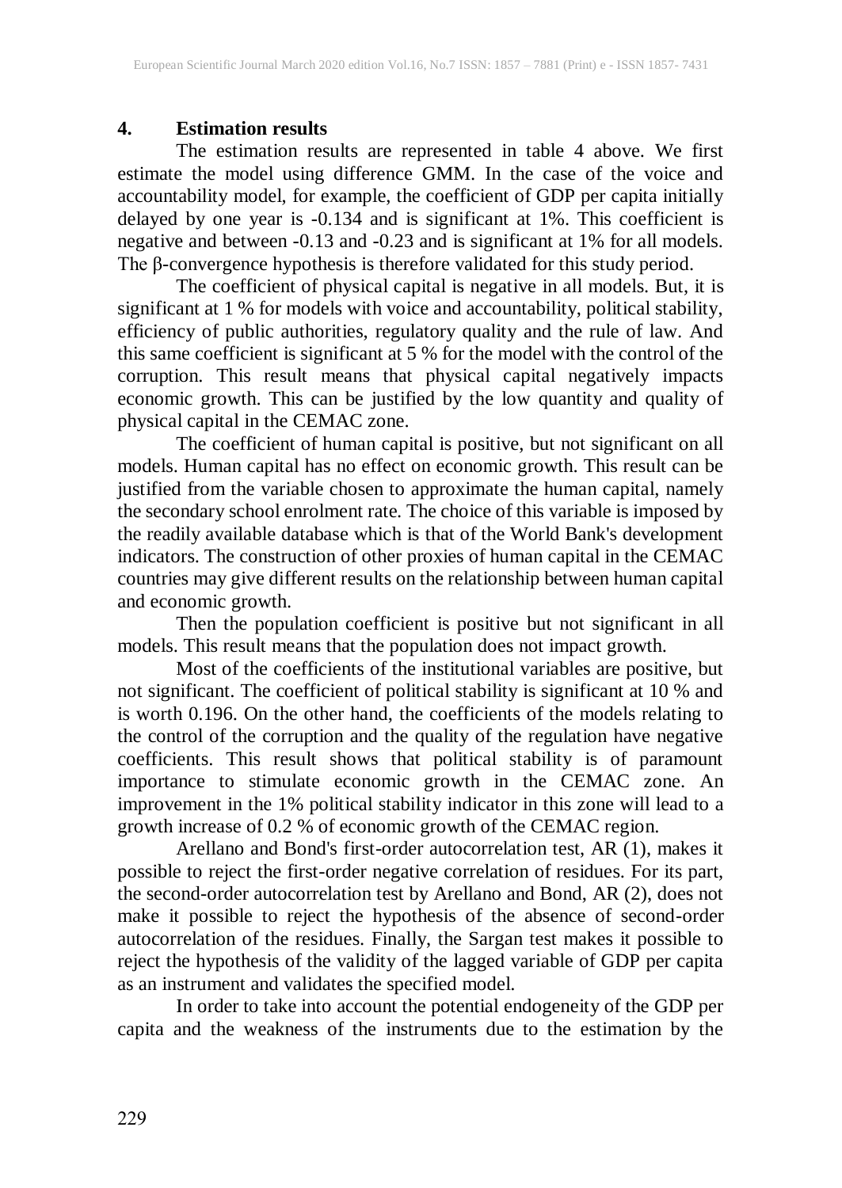## 4. Estimation results

The estimation results are represented in table 4 above. We first estimate the model using difference GMM. In the case of the voice and accountability model, for example, the coefficient of GDP per capita initially delayed by one year is -0.134 and is significant at 1%. This coefficient is negative and between -0.13 and -0.23 and is significant at 1% for all models. The β-convergence hypothesis is therefore validated for this study period.

The coefficient of physical capital is negative in all models. But, it is significant at 1 % for models with voice and accountability, political stability, efficiency of public authorities, regulatory quality and the rule of law. And this same coefficient is significant at 5 % for the model with the control of the corruption. This result means that physical capital negatively impacts economic growth. This can be justified by the low quantity and quality of physical capital in the CEMAC zone.

The coefficient of human capital is positive, but not significant on all models. Human capital has no effect on economic growth. This result can be justified from the variable chosen to approximate the human capital, namely the secondary school enrolment rate. The choice of this variable is imposed by the readily available database which is that of the World Bank's development indicators. The construction of other proxies of human capital in the CEMAC countries may give different results on the relationship between human capital and economic growth.

Then the population coefficient is positive but not significant in all models. This result means that the population does not impact growth.

Most of the coefficients of the institutional variables are positive, but not significant. The coefficient of political stability is significant at 10 % and is worth 0.196. On the other hand, the coefficients of the models relating to the control of the corruption and the quality of the regulation have negative coefficients. This result shows that political stability is of paramount importance to stimulate economic growth in the CEMAC zone. An improvement in the 1% political stability indicator in this zone will lead to a growth increase of 0.2 % of economic growth of the CEMAC region.

Arellano and Bond's first-order autocorrelation test, AR (1), makes it possible to reject the first-order negative correlation of residues. For its part, the second-order autocorrelation test by Arellano and Bond, AR (2), does not make it possible to reject the hypothesis of the absence of second-order autocorrelation of the residues. Finally, the Sargan test makes it possible to reject the hypothesis of the validity of the lagged variable of GDP per capita as an instrument and validates the specified model.

In order to take into account the potential endogeneity of the GDP per capita and the weakness of the instruments due to the estimation by the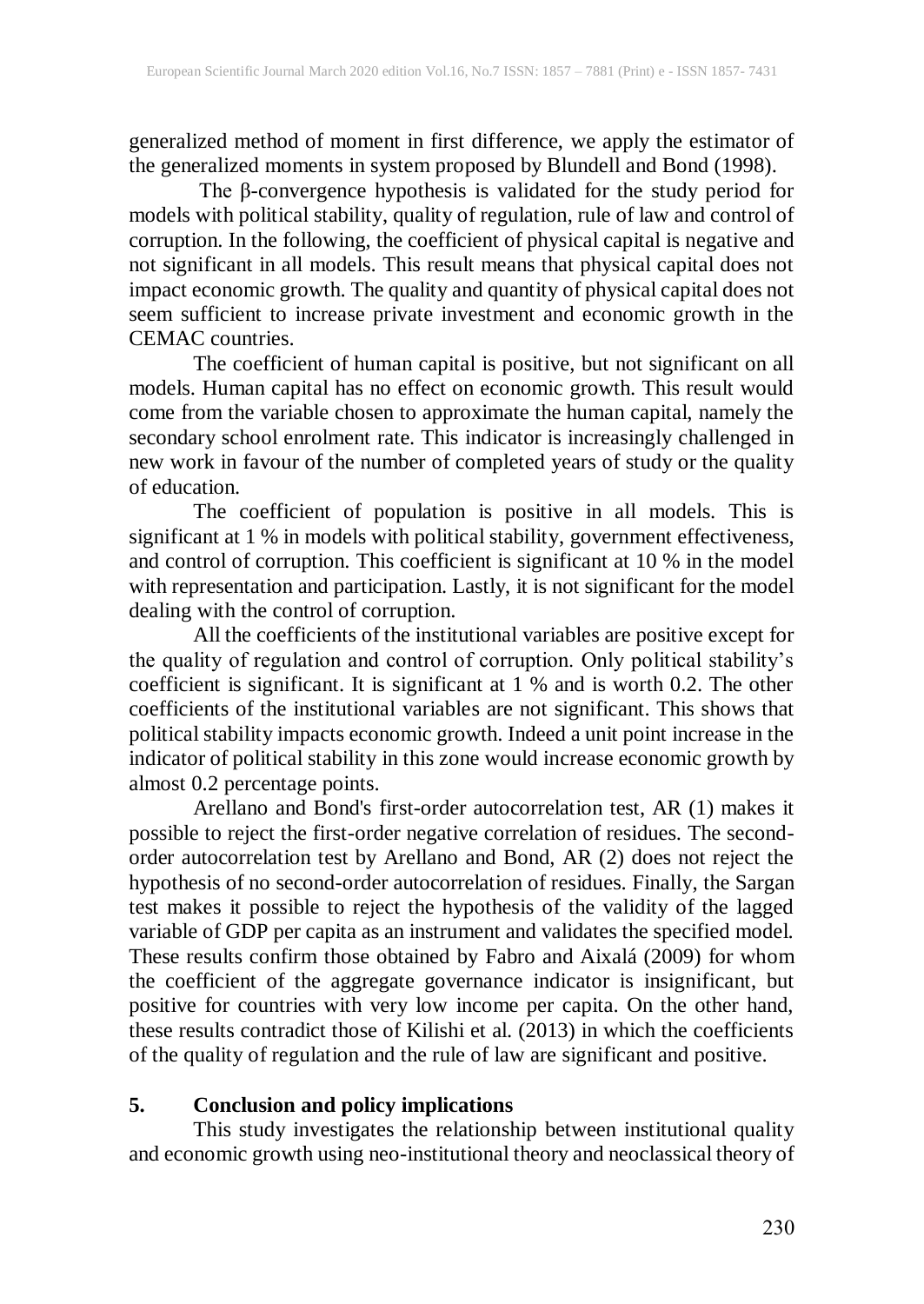generalized method of moment in first difference, we apply the estimator of the generalized moments in system proposed by Blundell and Bond (1998).

The β-convergence hypothesis is validated for the study period for models with political stability, quality of regulation, rule of law and control of corruption. In the following, the coefficient of physical capital is negative and not significant in all models. This result means that physical capital does not impact economic growth. The quality and quantity of physical capital does not seem sufficient to increase private investment and economic growth in the CEMAC countries.

The coefficient of human capital is positive, but not significant on all models. Human capital has no effect on economic growth. This result would come from the variable chosen to approximate the human capital, namely the secondary school enrolment rate. This indicator is increasingly challenged in new work in favour of the number of completed years of study or the quality of education.

The coefficient of population is positive in all models. This is significant at 1 % in models with political stability, government effectiveness, and control of corruption. This coefficient is significant at 10 % in the model with representation and participation. Lastly, it is not significant for the model dealing with the control of corruption.

All the coefficients of the institutional variables are positive except for the quality of regulation and control of corruption. Only political stability's coefficient is significant. It is significant at 1 % and is worth 0.2. The other coefficients of the institutional variables are not significant. This shows that political stability impacts economic growth. Indeed a unit point increase in the indicator of political stability in this zone would increase economic growth by almost 0.2 percentage points.

Arellano and Bond's first-order autocorrelation test, AR (1) makes it possible to reject the first-order negative correlation of residues. The second-order autocorrelation test by Arellano and Bond, AR (2) does not reject the hypothesis of no second-order autocorrelation of residues. Finally, the Sargan test makes it possible to reject the hypothesis of the validity of the lagged variable of GDP per capita as an instrument and validates the specified model. These results confirm those obtained by Fabro and Aixalá (2009) for whom the coefficient of the aggregate governance indicator is insignificant, but positive for countries with very low income per capita. On the other hand, these results contradict those of Kilishi et al. (2013) in which the coefficients of the quality of regulation and the rule of law are significant and positive.

## 5. Conclusion and policy implications

This study investigates the relationship between institutional quality and economic growth using neo-institutional theory and neoclassical theory of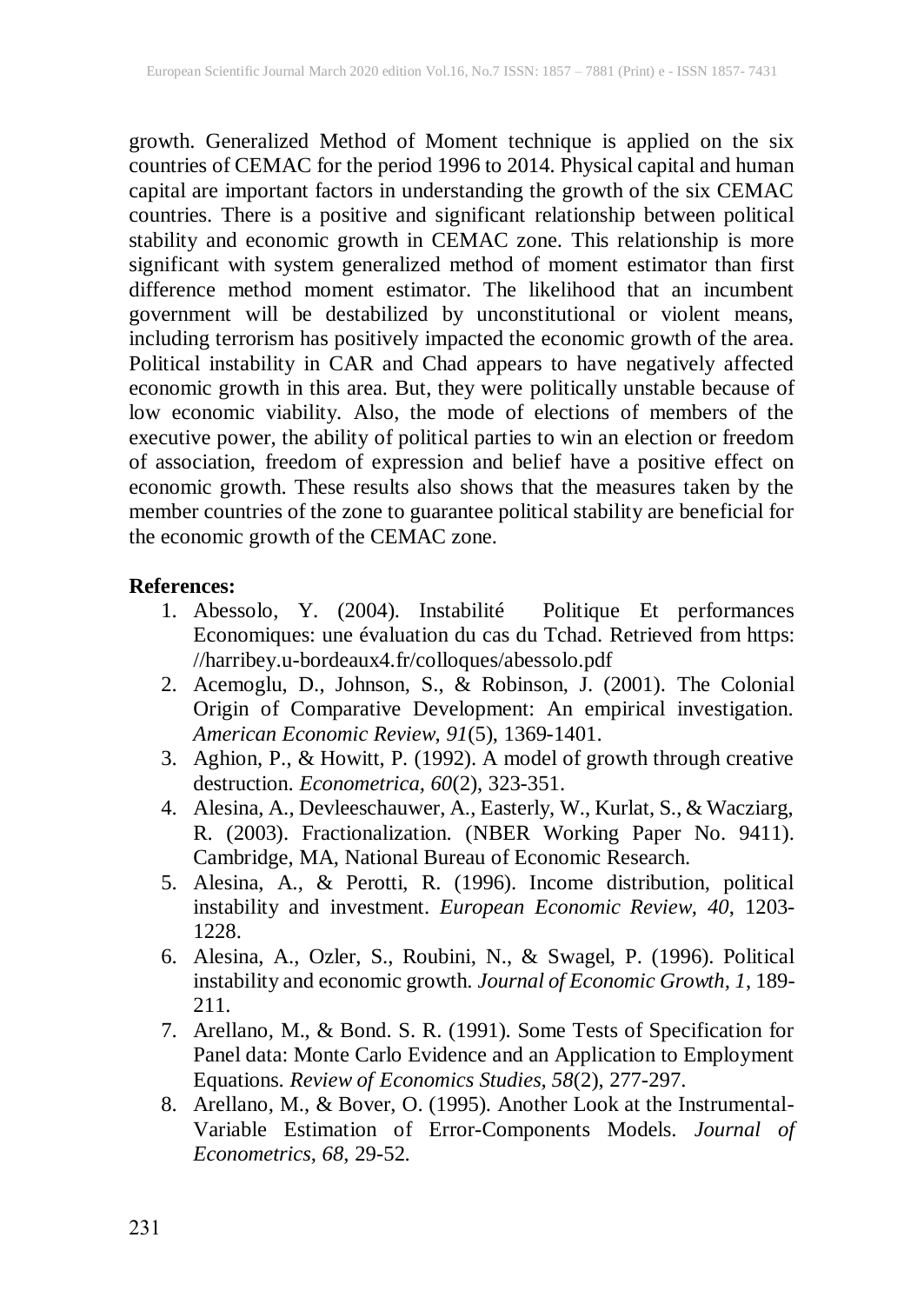growth. Generalized Method of Moment technique is applied on the six countries of CEMAC for the period 1996 to 2014. Physical capital and human capital are important factors in understanding the growth of the six CEMAC countries. There is a positive and significant relationship between political stability and economic growth in CEMAC zone. This relationship is more significant with system generalized method of moment estimator than first difference method moment estimator. The likelihood that an incumbent government will be destabilized by unconstitutional or violent means, including terrorism has positively impacted the economic growth of the area. Political instability in CAR and Chad appears to have negatively affected economic growth in this area. But, they were politically unstable because of low economic viability. Also, the mode of elections of members of the executive power, the ability of political parties to win an election or freedom of association, freedom of expression and belief have a positive effect on economic growth. These results also shows that the measures taken by the member countries of the zone to guarantee political stability are beneficial for the economic growth of the CEMAC zone.

**References:**

1. Abessolo, Y. (2004). Instabilité Politique Et performances Economiques: une évaluation du cas du Tchad. Retrieved from https://harribey.u-bordeaux4.fr/colloques/abessolo.pdf
2. Acemoglu, D., Johnson, S., & Robinson, J. (2001). The Colonial Origin of Comparative Development: An empirical investigation. *American Economic Review, 91*(5), 1369-1401.
3. Aghion, P., & Howitt, P. (1992). A model of growth through creative destruction. *Econometrica, 60*(2), 323-351.
4. Alesina, A., Devleeschauwer, A., Easterly, W., Kurlat, S., & Wacziarg, R. (2003). Fractionalization. (NBER Working Paper No. 9411). Cambridge, MA, National Bureau of Economic Research.
5. Alesina, A., & Perotti, R. (1996). Income distribution, political instability and investment. *European Economic Review, 40*, 1203-1228.
6. Alesina, A., Ozler, S., Roubini, N., & Swagel, P. (1996). Political instability and economic growth. *Journal of Economic Growth, 1*, 189-211.
7. Arellano, M., & Bond. S. R. (1991). Some Tests of Specification for Panel data: Monte Carlo Evidence and an Application to Employment Equations. *Review of Economics Studies, 58*(2), 277-297.
8. Arellano, M., & Bover, O. (1995). Another Look at the Instrumental-Variable Estimation of Error-Components Models. *Journal of Econometrics*, *68*, 29-52.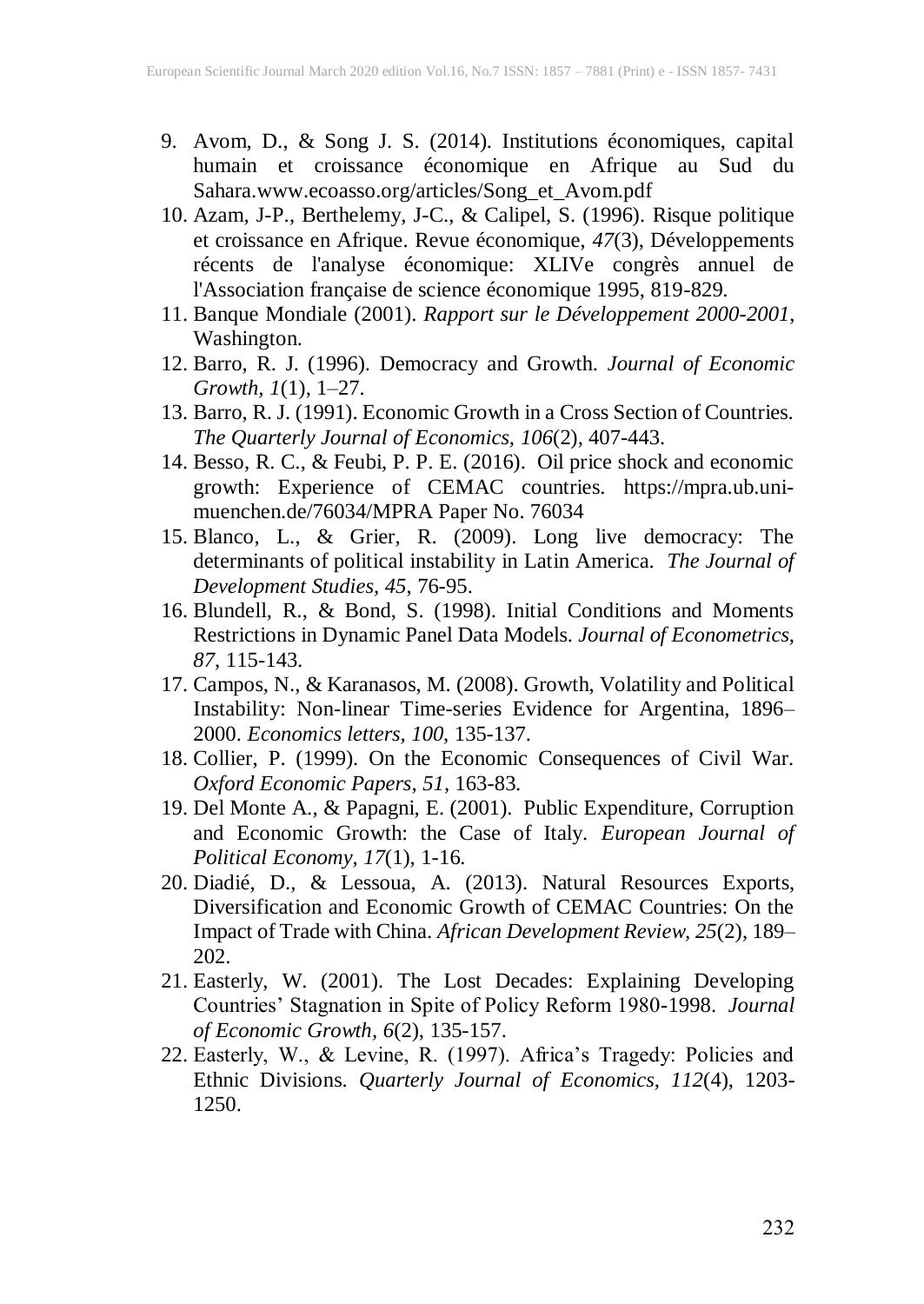9. Avom, D., & Song J. S. (2014). Institutions économiques, capital humain et croissance économique en Afrique au Sud du Sahara.www.ecoasso.org/articles/Song_et_Avom.pdf
10. Azam, J-P., Berthelemy, J-C., & Calipel, S. (1996). Risque politique et croissance en Afrique. Revue économique, *47*(3), Développements récents de l'analyse économique: XLIVe congrès annuel de l'Association française de science économique 1995, 819-829.
11. Banque Mondiale (2001). *Rapport sur le Développement 2000-2001*, Washington.
12. Barro, R. J. (1996). Democracy and Growth. *Journal of Economic Growth, 1*(1), 1–27.
13. Barro, R. J. (1991). Economic Growth in a Cross Section of Countries. *The Quarterly Journal of Economics, 106*(2), 407-443.
14. Besso, R. C., & Feubi, P. P. E. (2016). Oil price shock and economic growth: Experience of CEMAC countries. https://mpra.ub.uni-muenchen.de/76034/MPRA Paper No. 76034
15. Blanco, L., & Grier, R. (2009). Long live democracy: The determinants of political instability in Latin America. *The Journal of Development Studies, 45*, 76-95.
16. Blundell, R., & Bond, S. (1998). Initial Conditions and Moments Restrictions in Dynamic Panel Data Models. *Journal of Econometrics, 87*, 115-143.
17. Campos, N., & Karanasos, M. (2008). Growth, Volatility and Political Instability: Non-linear Time-series Evidence for Argentina, 1896–2000. *Economics letters, 100*, 135-137.
18. Collier, P. (1999). On the Economic Consequences of Civil War. *Oxford Economic Papers, 51*, 163-83.
19. Del Monte A., & Papagni, E. (2001). Public Expenditure, Corruption and Economic Growth: the Case of Italy. *European Journal of Political Economy, 17*(1), 1-16.
20. Diadié, D., & Lessoua, A. (2013). Natural Resources Exports, Diversification and Economic Growth of CEMAC Countries: On the Impact of Trade with China. *African Development Review, 25*(2), 189–202.
21. Easterly, W. (2001). The Lost Decades: Explaining Developing Countries' Stagnation in Spite of Policy Reform 1980-1998. *Journal of Economic Growth, 6*(2), 135-157.
22. Easterly, W., & Levine, R. (1997). Africa's Tragedy: Policies and Ethnic Divisions. *Quarterly Journal of Economics, 112*(4), 1203-1250.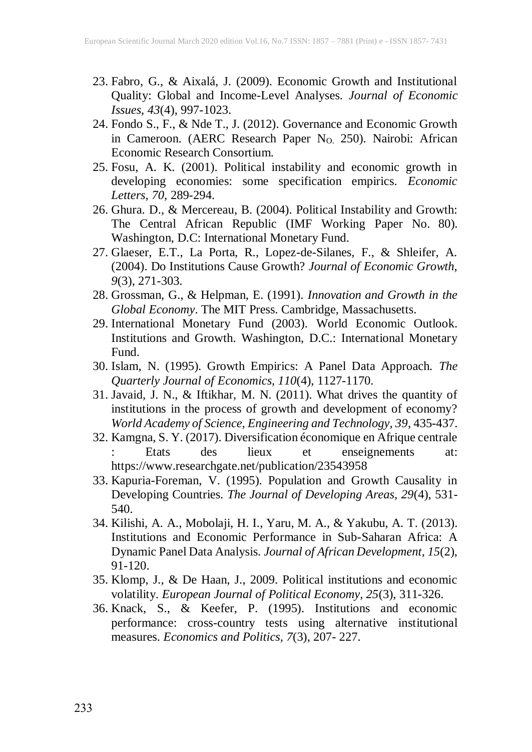23. Fabro, G., & Aixalá, J. (2009). Economic Growth and Institutional Quality: Global and Income-Level Analyses. *Journal of Economic Issues, 43*(4), 997-1023.
24. Fondo S., F., & Nde T., J. (2012). Governance and Economic Growth in Cameroon. (AERC Research Paper $N_{O.}$ 250). Nairobi: African Economic Research Consortium.
25. Fosu, A. K. (2001). Political instability and economic growth in developing economies: some specification empirics. *Economic Letters, 70*, 289-294.
26. Ghura. D., & Mercereau, B. (2004). Political Instability and Growth: The Central African Republic (IMF Working Paper No. 80). Washington, D.C: International Monetary Fund.
27. Glaeser, E.T., La Porta, R., Lopez-de-Silanes, F., & Shleifer, A. (2004). Do Institutions Cause Growth? *Journal of Economic Growth, 9*(3), 271-303.
28. Grossman, G., & Helpman, E. (1991). *Innovation and Growth in the Global Economy*. The MIT Press. Cambridge, Massachusetts.
29. International Monetary Fund (2003). World Economic Outlook. Institutions and Growth. Washington, D.C.: International Monetary Fund.
30. Islam, N. (1995). Growth Empirics: A Panel Data Approach. *The Quarterly Journal of Economics, 110*(4), 1127-1170.
31. Javaid, J. N., & Iftikhar, M. N. (2011). What drives the quantity of institutions in the process of growth and development of economy? *World Academy of Science, Engineering and Technology, 39*, 435-437.
32. Kamgna, S. Y. (2017). Diversification économique en Afrique centrale : Etats des lieux et enseignements at: https://www.researchgate.net/publication/23543958
33. Kapuria-Foreman, V. (1995). Population and Growth Causality in Developing Countries. *The Journal of Developing Areas, 29*(4), 531-540.
34. Kilishi, A. A., Mobolaji, H. I., Yaru, M. A., & Yakubu, A. T. (2013). Institutions and Economic Performance in Sub-Saharan Africa: A Dynamic Panel Data Analysis. *Journal of African Development, 15*(2), 91-120.
35. Klomp, J., & De Haan, J., 2009. Political institutions and economic volatility. *European Journal of Political Economy, 25*(3), 311-326.
36. Knack, S., & Keefer, P. (1995). Institutions and economic performance: cross-country tests using alternative institutional measures. *Economics and Politics, 7*(3), 207- 227.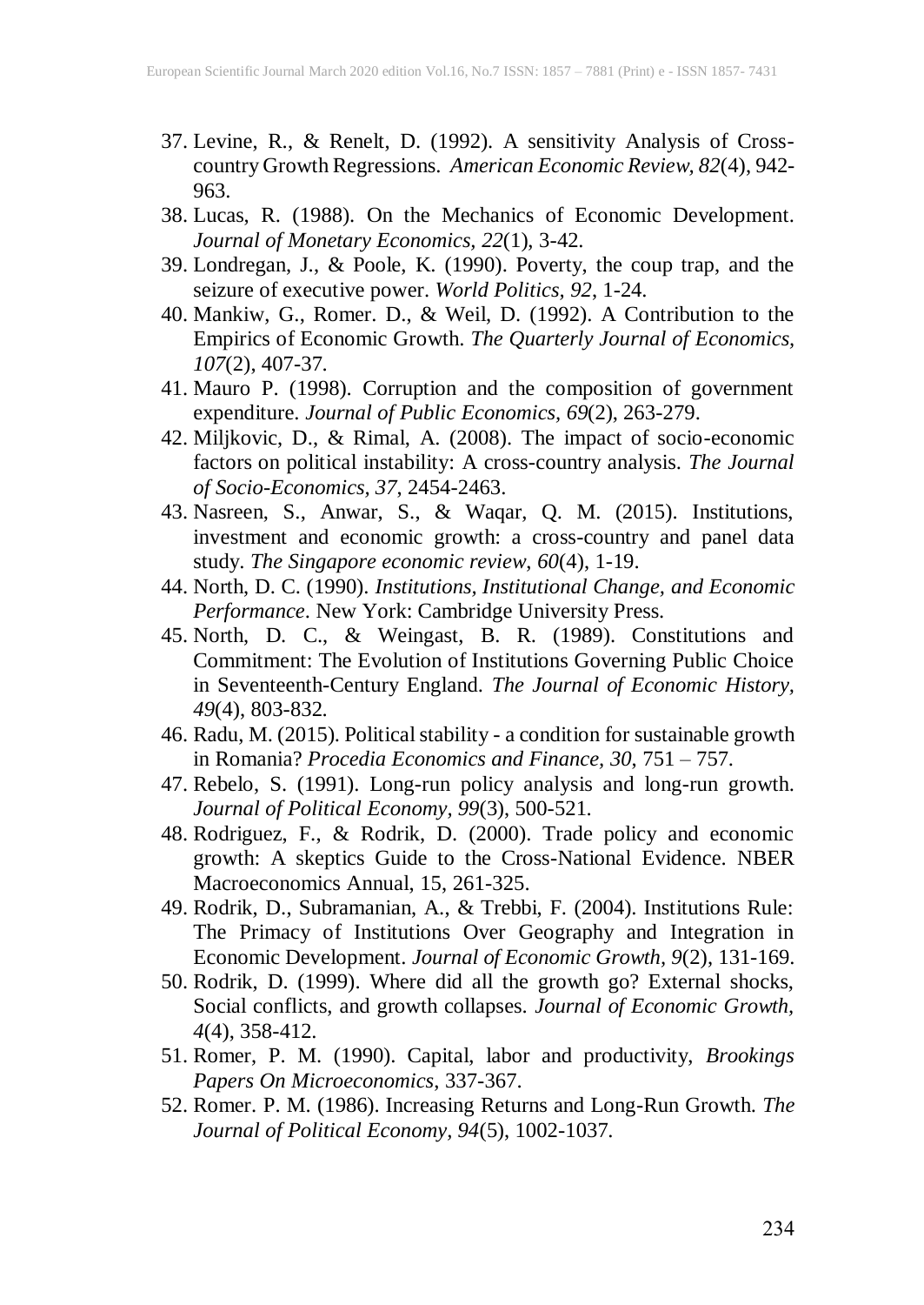37. Levine, R., & Renelt, D. (1992). A sensitivity Analysis of Cross-country Growth Regressions. *American Economic Review, 82*(4), 942-963.
38. Lucas, R. (1988). On the Mechanics of Economic Development. *Journal of Monetary Economics*, *22*(1), 3-42.
39. Londregan, J., & Poole, K. (1990). Poverty, the coup trap, and the seizure of executive power. *World Politics, 92*, 1-24.
40. Mankiw, G., Romer. D., & Weil, D. (1992). A Contribution to the Empirics of Economic Growth. *The Quarterly Journal of Economics, 107*(2), 407-37.
41. Mauro P. (1998). Corruption and the composition of government expenditure. *Journal of Public Economics, 69*(2), 263-279.
42. Miljkovic, D., & Rimal, A. (2008). The impact of socio-economic factors on political instability: A cross-country analysis. *The Journal of Socio-Economics, 37*, 2454-2463.
43. Nasreen, S., Anwar, S., & Waqar, Q. M. (2015). Institutions, investment and economic growth: a cross-country and panel data study. *The Singapore economic review*, *60*(4), 1-19.
44. North, D. C. (1990). *Institutions, Institutional Change, and Economic Performance*. New York: Cambridge University Press.
45. North, D. C., & Weingast, B. R. (1989). Constitutions and Commitment: The Evolution of Institutions Governing Public Choice in Seventeenth-Century England. *The Journal of Economic History, 49*(4), 803-832.
46. Radu, M. (2015). Political stability - a condition for sustainable growth in Romania? *Procedia Economics and Finance, 30*, 751 – 757.
47. Rebelo, S. (1991). Long-run policy analysis and long-run growth. *Journal of Political Economy, 99*(3), 500-521.
48. Rodriguez, F., & Rodrik, D. (2000). Trade policy and economic growth: A skeptics Guide to the Cross-National Evidence. NBER Macroeconomics Annual, 15, 261-325.
49. Rodrik, D., Subramanian, A., & Trebbi, F. (2004). Institutions Rule: The Primacy of Institutions Over Geography and Integration in Economic Development. *Journal of Economic Growth*, *9*(2), 131-169.
50. Rodrik, D. (1999). Where did all the growth go? External shocks, Social conflicts, and growth collapses. *Journal of Economic Growth*, *4*(4), 358-412.
51. Romer, P. M. (1990). Capital, labor and productivity, *Brookings Papers On Microeconomics*, 337-367.
52. Romer. P. M. (1986). Increasing Returns and Long-Run Growth. *The Journal of Political Economy, 94*(5), 1002-1037.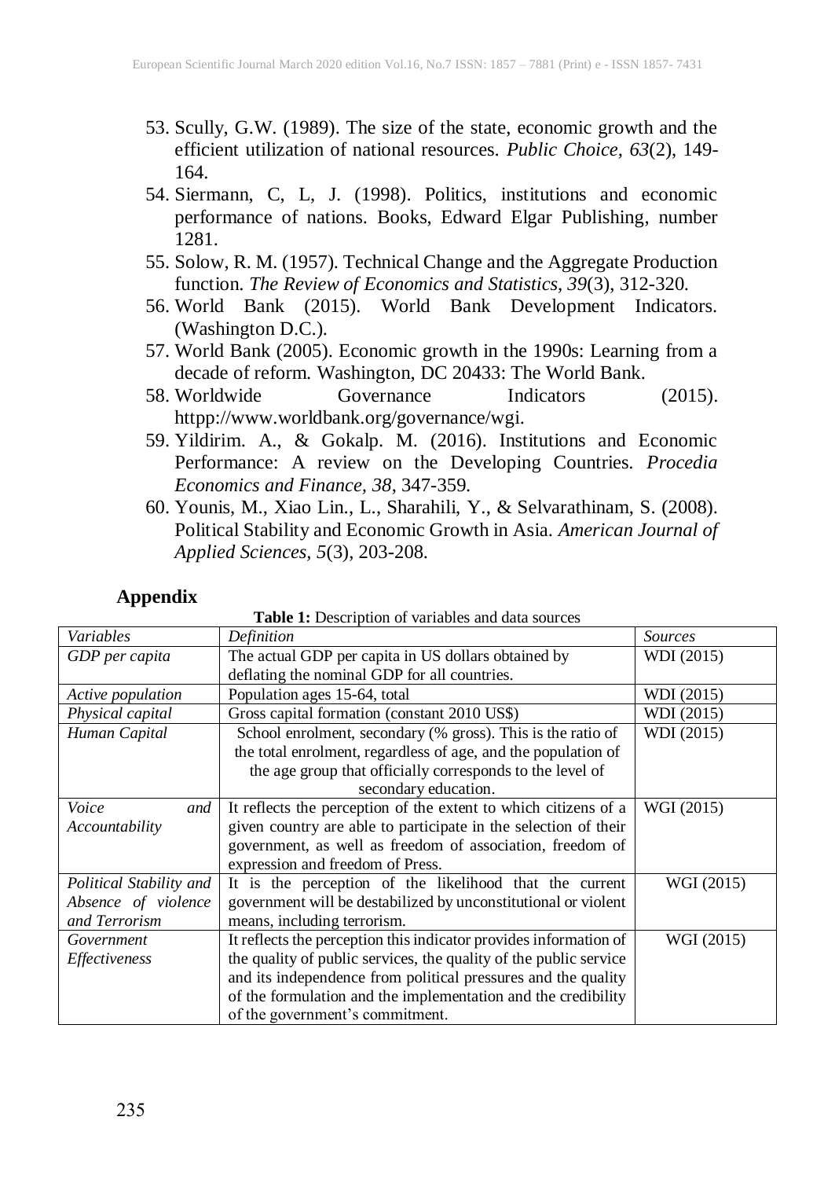53. Scully, G.W. (1989). The size of the state, economic growth and the efficient utilization of national resources. *Public Choice, 63*(2), 149-164.
54. Siermann, C, L, J. (1998). Politics, institutions and economic performance of nations. Books, Edward Elgar Publishing, number 1281.
55. Solow, R. M. (1957). Technical Change and the Aggregate Production function. *The Review of Economics and Statistics, 39*(3), 312-320.
56. World Bank (2015). World Bank Development Indicators. (Washington D.C.).
57. World Bank (2005). Economic growth in the 1990s: Learning from a decade of reform. Washington, DC 20433: The World Bank.
58. Worldwide Governance Indicators (2015). httpp://www.worldbank.org/governance/wgi.
59. Yildirim. A., & Gokalp. M. (2016). Institutions and Economic Performance: A review on the Developing Countries. *Procedia Economics and Finance, 38*, 347-359.
60. Younis, M., Xiao Lin., L., Sharahili, Y., & Selvarathinam, S. (2008). Political Stability and Economic Growth in Asia. *American Journal of Applied Sciences, 5*(3), 203-208.

## Appendix

**Table 1:** Description of variables and data sources

| *Variables* | *Definition* | *Sources* |
| --- | --- | --- |
| *GDP per capita* | The actual GDP per capita in US dollars obtained by deflating the nominal GDP for all countries. | WDI (2015) |
| *Active population* | Population ages 15-64, total | WDI (2015) |
| *Physical capital* | Gross capital formation (constant 2010 US$) | WDI (2015) |
| *Human Capital* | School enrolment, secondary (% gross). This is the ratio of the total enrolment, regardless of age, and the population of the age group that officially corresponds to the level of secondary education. | WDI (2015) |
| *Voice and Accountability* | It reflects the perception of the extent to which citizens of a given country are able to participate in the selection of their government, as well as freedom of association, freedom of expression and freedom of Press. | WGI (2015) |
| *Political Stability and Absence of violence and Terrorism* | It is the perception of the likelihood that the current government will be destabilized by unconstitutional or violent means, including terrorism. | WGI (2015) |
| *Government Effectiveness* | It reflects the perception this indicator provides information of the quality of public services, the quality of the public service and its independence from political pressures and the quality of the formulation and the implementation and the credibility of the government's commitment. | WGI (2015) |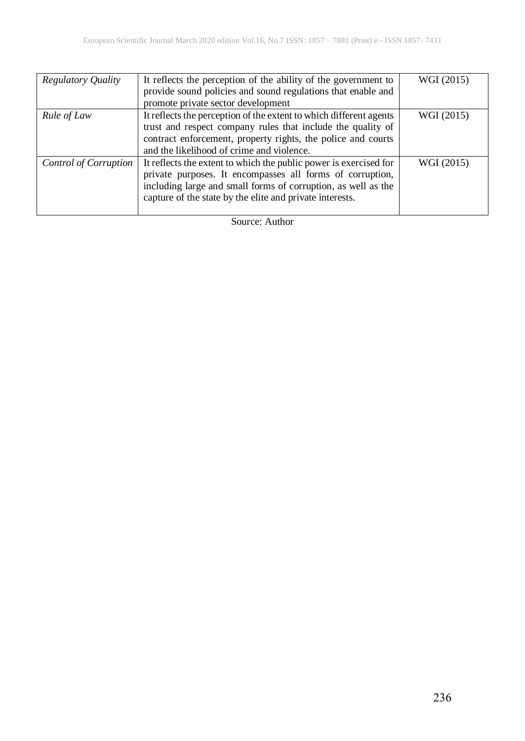| | | |
|---|---|---|
| *Regulatory Quality* | It reflects the perception of the ability of the government to provide sound policies and sound regulations that enable and promote private sector development | WGI (2015) |
| *Rule of Law* | It reflects the perception of the extent to which different agents trust and respect company rules that include the quality of contract enforcement, property rights, the police and courts and the likelihood of crime and violence. | WGI (2015) |
| *Control of Corruption* | It reflects the extent to which the public power is exercised for private purposes. It encompasses all forms of corruption, including large and small forms of corruption, as well as the capture of the state by the elite and private interests. | WGI (2015) |

Source: Author